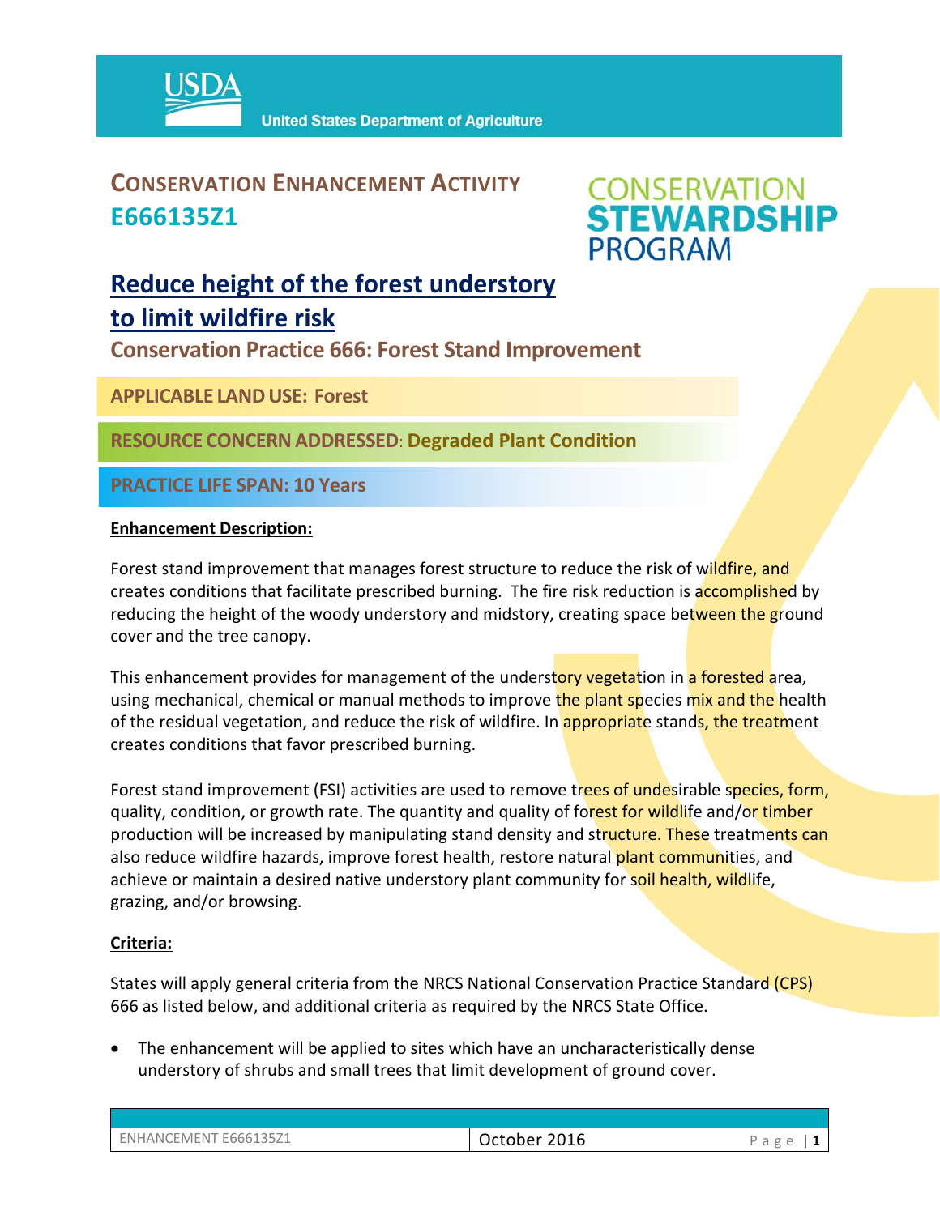# CONSERVATION ENHANCEMENT ACTIVITY

# E666135Z1

CONSERVATION STEWARDSHIP PROGRAM

## Reduce height of the forest understory to limit wildfire risk

### Conservation Practice 666: Forest Stand Improvement

**APPLICABLE LAND USE: Forest**

**RESOURCE CONCERN ADDRESSED: Degraded Plant Condition**

**PRACTICE LIFE SPAN: 10 Years**

**Enhancement Description:**

Forest stand improvement that manages forest structure to reduce the risk of wildfire, and creates conditions that facilitate prescribed burning. The fire risk reduction is accomplished by reducing the height of the woody understory and midstory, creating space between the ground cover and the tree canopy.

This enhancement provides for management of the understory vegetation in a forested area, using mechanical, chemical or manual methods to improve the plant species mix and the health of the residual vegetation, and reduce the risk of wildfire. In appropriate stands, the treatment creates conditions that favor prescribed burning.

Forest stand improvement (FSI) activities are used to remove trees of undesirable species, form, quality, condition, or growth rate. The quantity and quality of forest for wildlife and/or timber production will be increased by manipulating stand density and structure. These treatments can also reduce wildfire hazards, improve forest health, restore natural plant communities, and achieve or maintain a desired native understory plant community for soil health, wildlife, grazing, and/or browsing.

**Criteria:**

States will apply general criteria from the NRCS National Conservation Practice Standard (CPS) 666 as listed below, and additional criteria as required by the NRCS State Office.

- The enhancement will be applied to sites which have an uncharacteristically dense understory of shrubs and small trees that limit development of ground cover.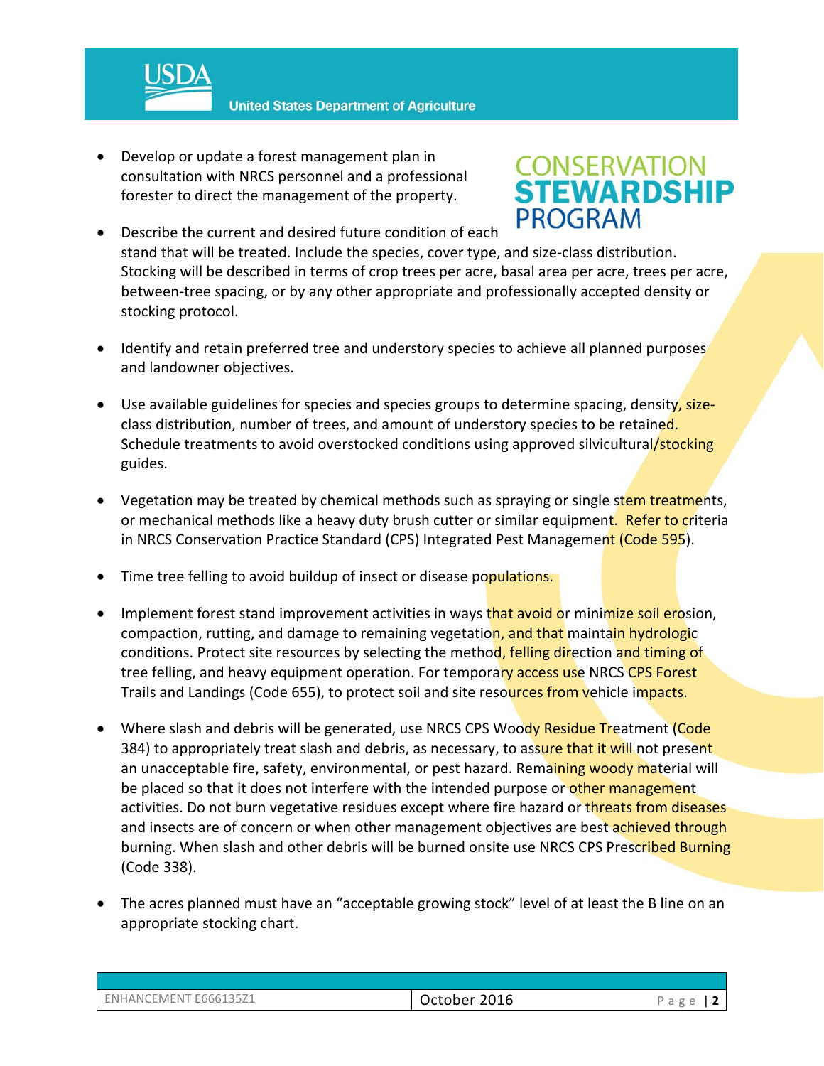- Develop or update a forest management plan in consultation with NRCS personnel and a professional forester to direct the management of the property.

- Describe the current and desired future condition of each stand that will be treated. Include the species, cover type, and size-class distribution. Stocking will be described in terms of crop trees per acre, basal area per acre, trees per acre, between-tree spacing, or by any other appropriate and professionally accepted density or stocking protocol.

- Identify and retain preferred tree and understory species to achieve all planned purposes and landowner objectives.

- Use available guidelines for species and species groups to determine spacing, density, size-class distribution, number of trees, and amount of understory species to be retained. Schedule treatments to avoid overstocked conditions using approved silvicultural/stocking guides.

- Vegetation may be treated by chemical methods such as spraying or single stem treatments, or mechanical methods like a heavy duty brush cutter or similar equipment. Refer to criteria in NRCS Conservation Practice Standard (CPS) Integrated Pest Management (Code 595).

- Time tree felling to avoid buildup of insect or disease populations.

- Implement forest stand improvement activities in ways that avoid or minimize soil erosion, compaction, rutting, and damage to remaining vegetation, and that maintain hydrologic conditions. Protect site resources by selecting the method, felling direction and timing of tree felling, and heavy equipment operation. For temporary access use NRCS CPS Forest Trails and Landings (Code 655), to protect soil and site resources from vehicle impacts.

- Where slash and debris will be generated, use NRCS CPS Woody Residue Treatment (Code 384) to appropriately treat slash and debris, as necessary, to assure that it will not present an unacceptable fire, safety, environmental, or pest hazard. Remaining woody material will be placed so that it does not interfere with the intended purpose or other management activities. Do not burn vegetative residues except where fire hazard or threats from diseases and insects are of concern or when other management objectives are best achieved through burning. When slash and other debris will be burned onsite use NRCS CPS Prescribed Burning (Code 338).

- The acres planned must have an "acceptable growing stock" level of at least the B line on an appropriate stocking chart.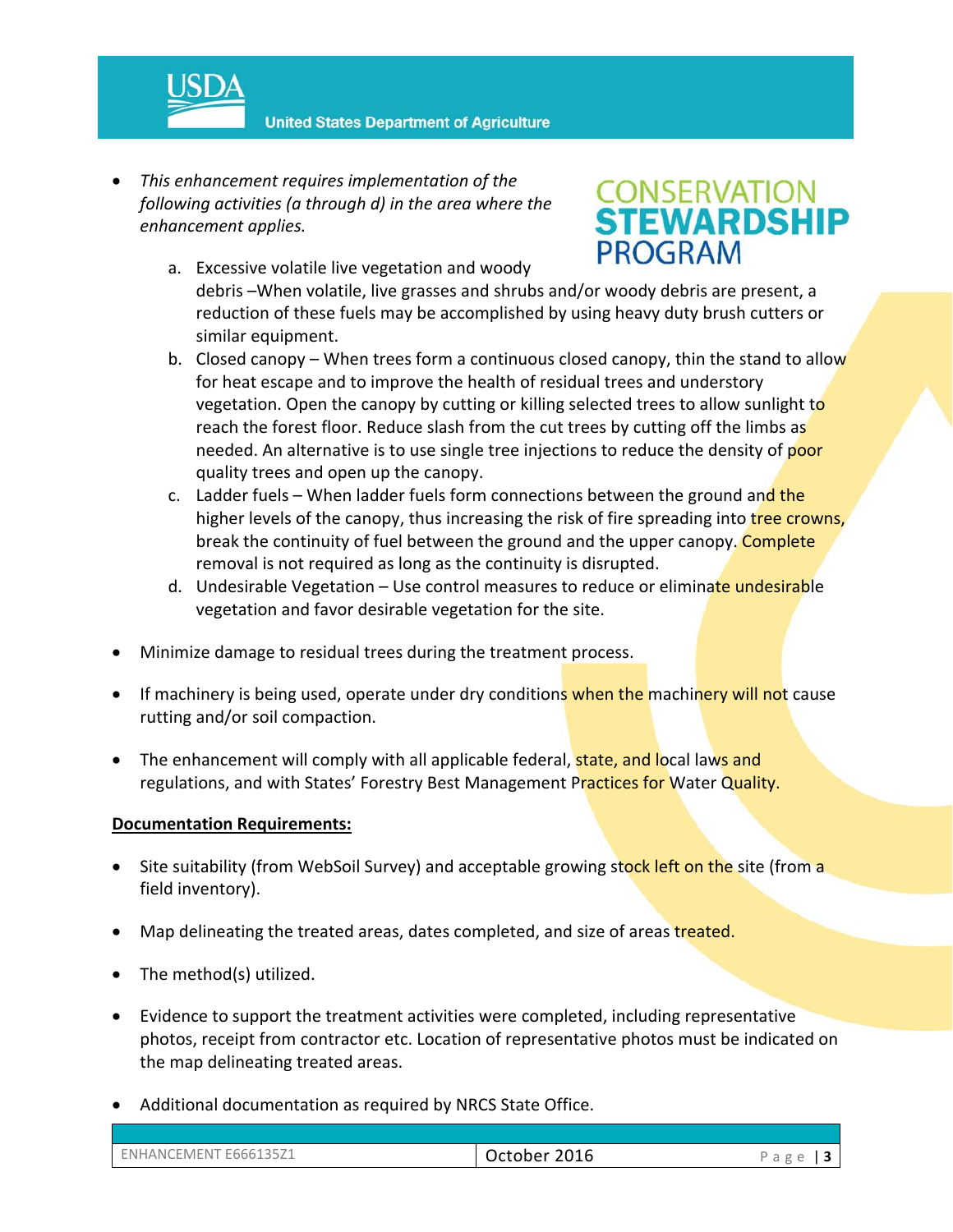- *This enhancement requires implementation of the following activities (a through d) in the area where the enhancement applies.*
    a. Excessive volatile live vegetation and woody debris –When volatile, live grasses and shrubs and/or woody debris are present, a reduction of these fuels may be accomplished by using heavy duty brush cutters or similar equipment.
    b. Closed canopy – When trees form a continuous closed canopy, thin the stand to allow for heat escape and to improve the health of residual trees and understory vegetation. Open the canopy by cutting or killing selected trees to allow sunlight to reach the forest floor. Reduce slash from the cut trees by cutting off the limbs as needed. An alternative is to use single tree injections to reduce the density of poor quality trees and open up the canopy.
    c. Ladder fuels – When ladder fuels form connections between the ground and the higher levels of the canopy, thus increasing the risk of fire spreading into tree crowns, break the continuity of fuel between the ground and the upper canopy. Complete removal is not required as long as the continuity is disrupted.
    d. Undesirable Vegetation – Use control measures to reduce or eliminate undesirable vegetation and favor desirable vegetation for the site.

- Minimize damage to residual trees during the treatment process.

- If machinery is being used, operate under dry conditions when the machinery will not cause rutting and/or soil compaction.

- The enhancement will comply with all applicable federal, state, and local laws and regulations, and with States' Forestry Best Management Practices for Water Quality.

**Documentation Requirements:**

- Site suitability (from WebSoil Survey) and acceptable growing stock left on the site (from a field inventory).

- Map delineating the treated areas, dates completed, and size of areas treated.

- The method(s) utilized.

- Evidence to support the treatment activities were completed, including representative photos, receipt from contractor etc. Location of representative photos must be indicated on the map delineating treated areas.

- Additional documentation as required by NRCS State Office.